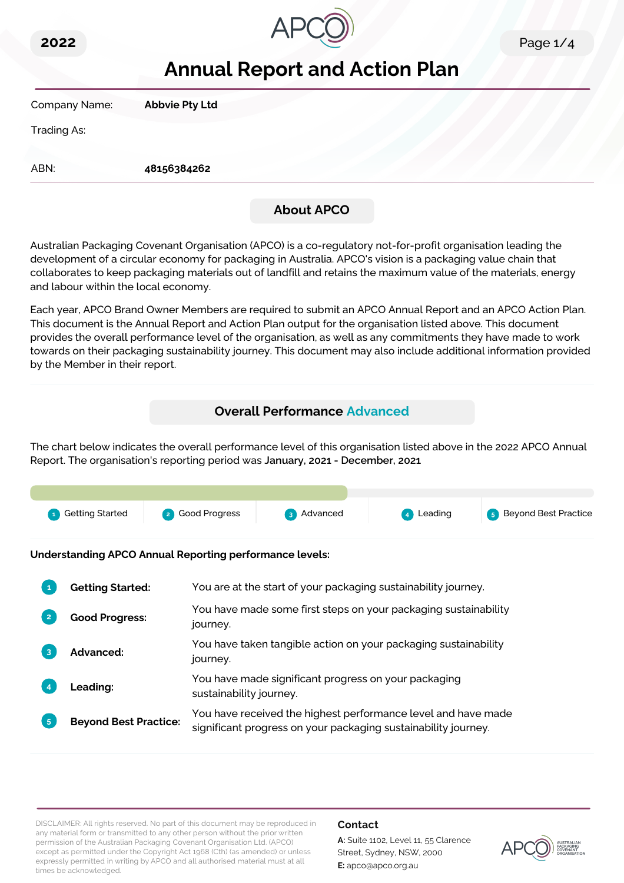2022

# Annual Report and Action Plan

Company Name: **Abbvie Pty Ltd**

Trading As:

ABN: **48156384262**

## About APCO

Australian Packaging Covenant Organisation (APCO) is a co-regulatory not-for-profit organisation leading the development of a circular economy for packaging in Australia. APCO's vision is a packaging value chain that collaborates to keep packaging materials out of landfill and retains the maximum value of the materials, energy and labour within the local economy.

Each year, APCO Brand Owner Members are required to submit an APCO Annual Report and an APCO Action Plan. This document is the Annual Report and Action Plan output for the organisation listed above. This document provides the overall performance level of the organisation, as well as any commitments they have made to work towards on their packaging sustainability journey. This document may also include additional information provided by the Member in their report.

## Overall Performance Advanced

The chart below indicates the overall performance level of this organisation listed above in the 2022 APCO Annual Report. The organisation's reporting period was **January, 2021 - December, 2021**

1 Getting Started | 2 Good Progress | 3 Advanced | 4 Leading | 5 Beyond Best Practice

**Understanding APCO Annual Reporting performance levels:**

1. **Getting Started:** You are at the start of your packaging sustainability journey.
2. **Good Progress:** You have made some first steps on your packaging sustainability journey.
3. **Advanced:** You have taken tangible action on your packaging sustainability journey.
4. **Leading:** You have made significant progress on your packaging sustainability journey.
5. **Beyond Best Practice:** You have received the highest performance level and have made significant progress on your packaging sustainability journey.

DISCLAIMER: All rights reserved. No part of this document may be reproduced in any material form or transmitted to any other person without the prior written permission of the Australian Packaging Covenant Organisation Ltd. (APCO) except as permitted under the Copyright Act 1968 (Cth) (as amended) or unless expressly permitted in writing by APCO and all authorised material must at all times be acknowledged.

**Contact**

**A:** Suite 1102, Level 11, 55 Clarence Street, Sydney, NSW, 2000

**E:** apco@apco.org.au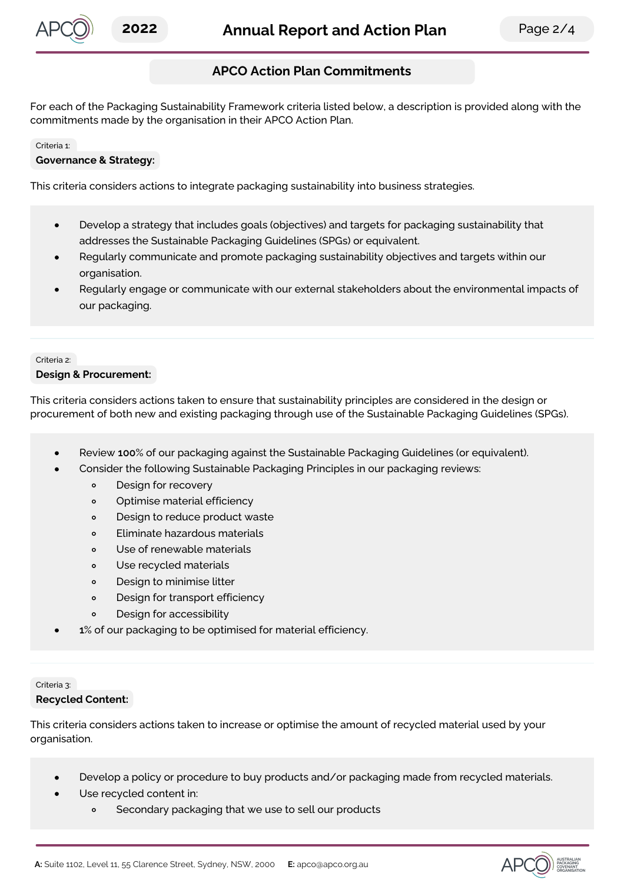## APCO Action Plan Commitments

For each of the Packaging Sustainability Framework criteria listed below, a description is provided along with the commitments made by the organisation in their APCO Action Plan.

Criteria 1:

### Governance & Strategy:

This criteria considers actions to integrate packaging sustainability into business strategies.

- Develop a strategy that includes goals (objectives) and targets for packaging sustainability that addresses the Sustainable Packaging Guidelines (SPGs) or equivalent.
- Regularly communicate and promote packaging sustainability objectives and targets within our organisation.
- Regularly engage or communicate with our external stakeholders about the environmental impacts of our packaging.

Criteria 2:

### Design & Procurement:

This criteria considers actions taken to ensure that sustainability principles are considered in the design or procurement of both new and existing packaging through use of the Sustainable Packaging Guidelines (SPGs).

- Review **100**% of our packaging against the Sustainable Packaging Guidelines (or equivalent).
- Consider the following Sustainable Packaging Principles in our packaging reviews:
  - Design for recovery
  - Optimise material efficiency
  - Design to reduce product waste
  - Eliminate hazardous materials
  - Use of renewable materials
  - Use recycled materials
  - Design to minimise litter
  - Design for transport efficiency
  - Design for accessibility
- **1**% of our packaging to be optimised for material efficiency.

Criteria 3:

### Recycled Content:

This criteria considers actions taken to increase or optimise the amount of recycled material used by your organisation.

- Develop a policy or procedure to buy products and/or packaging made from recycled materials.
- Use recycled content in:
  - Secondary packaging that we use to sell our products

**A:** Suite 1102, Level 11, 55 Clarence Street, Sydney, NSW, 2000 **E:** apco@apco.org.au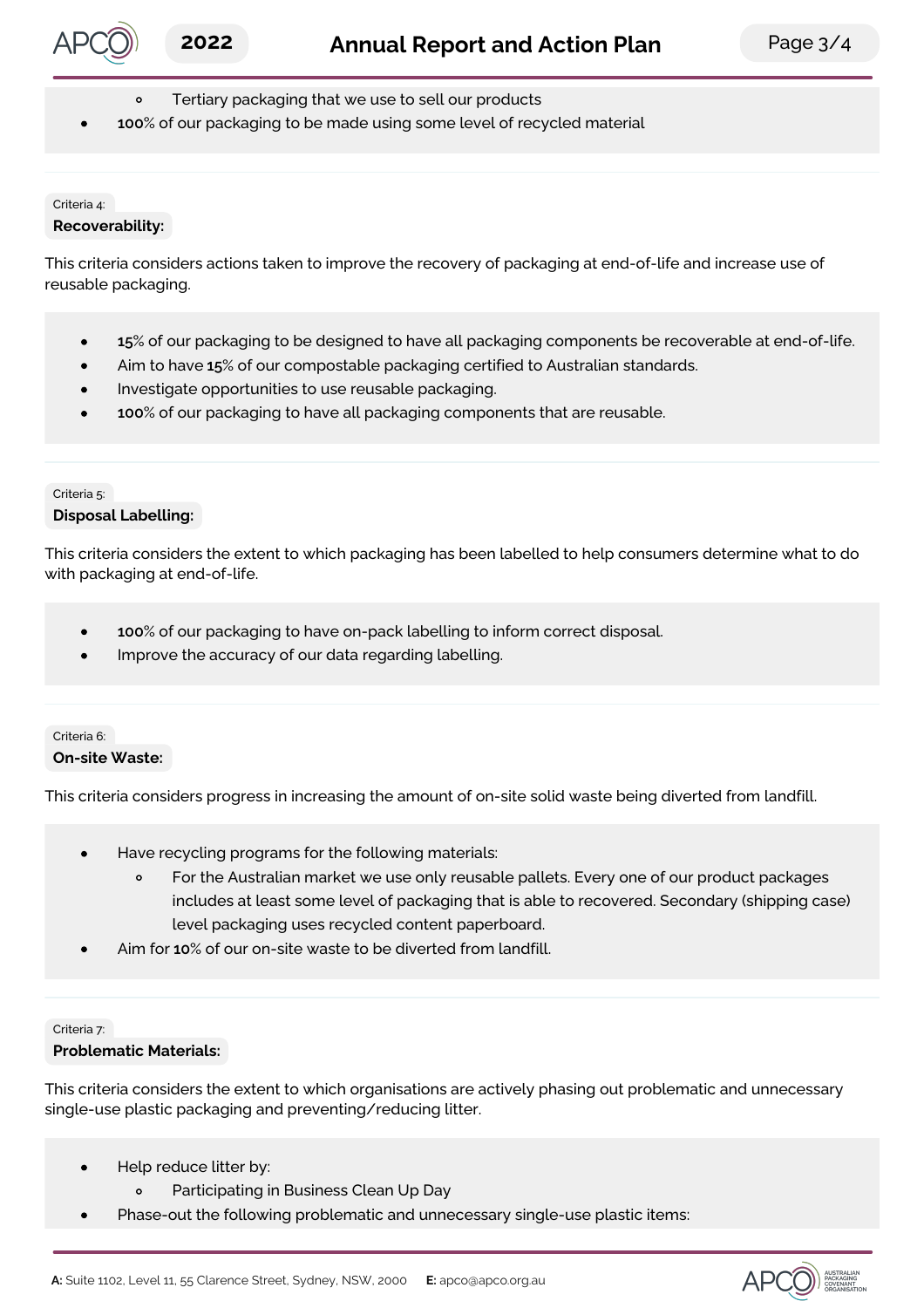- Tertiary packaging that we use to sell our products
- **100**% of our packaging to be made using some level of recycled material

Criteria 4:

**Recoverability:**

This criteria considers actions taken to improve the recovery of packaging at end-of-life and increase use of reusable packaging.

- **15**% of our packaging to be designed to have all packaging components be recoverable at end-of-life.
- Aim to have **15**% of our compostable packaging certified to Australian standards.
- Investigate opportunities to use reusable packaging.
- **100**% of our packaging to have all packaging components that are reusable.

Criteria 5:

**Disposal Labelling:**

This criteria considers the extent to which packaging has been labelled to help consumers determine what to do with packaging at end-of-life.

- **100**% of our packaging to have on-pack labelling to inform correct disposal.
- Improve the accuracy of our data regarding labelling.

Criteria 6:

**On-site Waste:**

This criteria considers progress in increasing the amount of on-site solid waste being diverted from landfill.

- Have recycling programs for the following materials:
    - For the Australian market we use only reusable pallets. Every one of our product packages includes at least some level of packaging that is able to recovered. Secondary (shipping case) level packaging uses recycled content paperboard.
- Aim for **10**% of our on-site waste to be diverted from landfill.

Criteria 7:

**Problematic Materials:**

This criteria considers the extent to which organisations are actively phasing out problematic and unnecessary single-use plastic packaging and preventing/reducing litter.

- Help reduce litter by:
    - Participating in Business Clean Up Day
- Phase-out the following problematic and unnecessary single-use plastic items: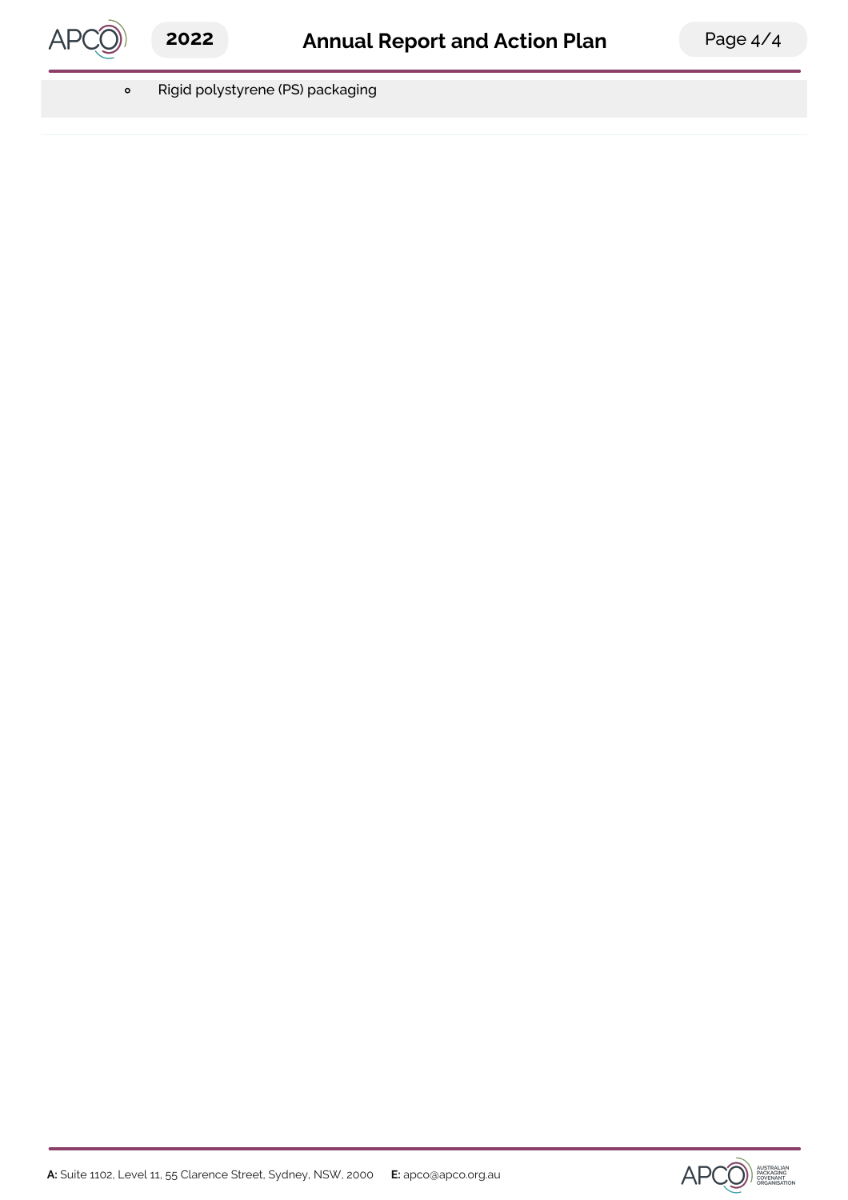- Rigid polystyrene (PS) packaging